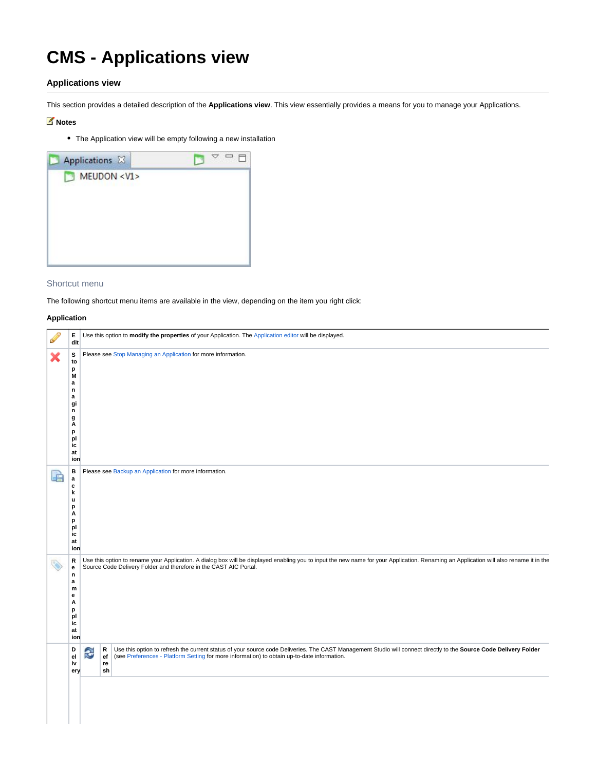# CMS - Applications view

### Applications view

This section provides a detailed description of the **Applications view**. This view essentially provides a means for you to manage your Applications.

**Notes**

- The Application view will be empty following a new installation

### Shortcut menu

The following shortcut menu items are available in the view, depending on the item you right click:

**Application**

| | | |
|---|---|---|
| | **Edit** | Use this option to **modify the properties** of your Application. The Application editor will be displayed. |
| | **Stop Managing Application** | Please see Stop Managing an Application for more information. |
| | **Backup Application** | Please see Backup an Application for more information. |
| | **Rename Application** | Use this option to rename your Application. A dialog box will be displayed enabling you to input the new name for your Application. Renaming an Application will also rename it in the Source Code Delivery Folder and therefore in the CAST AIC Portal. |
| | **Delivery** | **Refresh**: Use this option to refresh the current status of your source code Deliveries. The CAST Management Studio will connect directly to the **Source Code Delivery Folder** (see Preferences - Platform Setting for more information) to obtain up-to-date information. |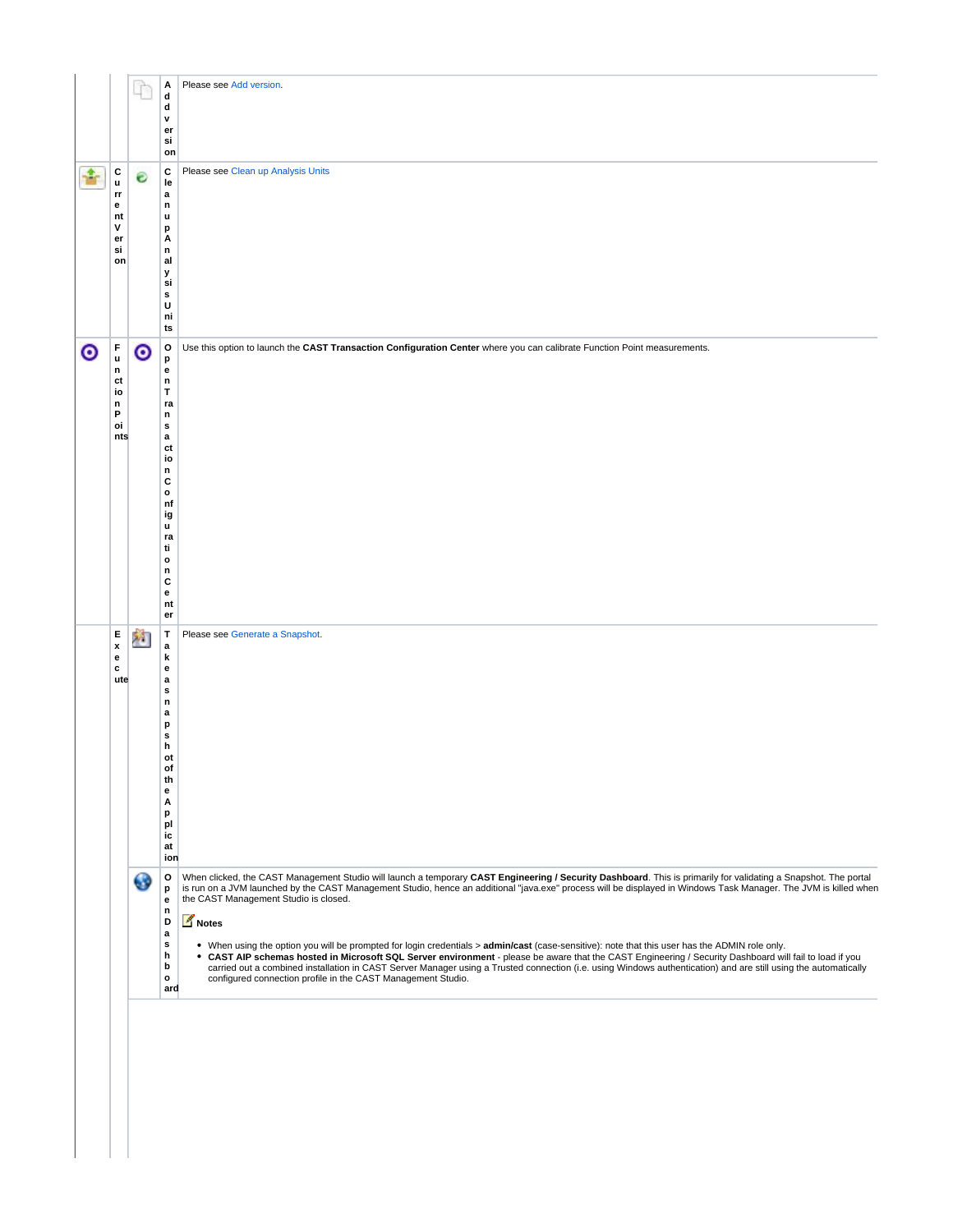| | | | | |
|---|---|---|---|---|
| | | | **Add version** | Please see Add version. |
| | **Current Version** | | **Clean up Analysis Units** | Please see Clean up Analysis Units |
| | **Function Points** | | **Open Transaction Configuration Center** | Use this option to launch the **CAST Transaction Configuration Center** where you can calibrate Function Point measurements. |
| | **Execute** | | **Take a snapshot of the Application** | Please see Generate a Snapshot. |
| | | | **Open Dashboard** | When clicked, the CAST Management Studio will launch a temporary **CAST Engineering / Security Dashboard**. This is primarily for validating a Snapshot. The portal is run on a JVM launched by the CAST Management Studio, hence an additional "java.exe" process will be displayed in Windows Task Manager. The JVM is killed when the CAST Management Studio is closed.<br><br>**Notes**<br><br>• When using the option you will be prompted for login credentials > **admin/cast** (case-sensitive): note that this user has the ADMIN role only.<br>• **CAST AIP schemas hosted in Microsoft SQL Server environment** - please be aware that the CAST Engineering / Security Dashboard will fail to load if you carried out a combined installation in CAST Server Manager using a Trusted connection (i.e. using Windows authentication) and are still using the automatically configured connection profile in the CAST Management Studio. |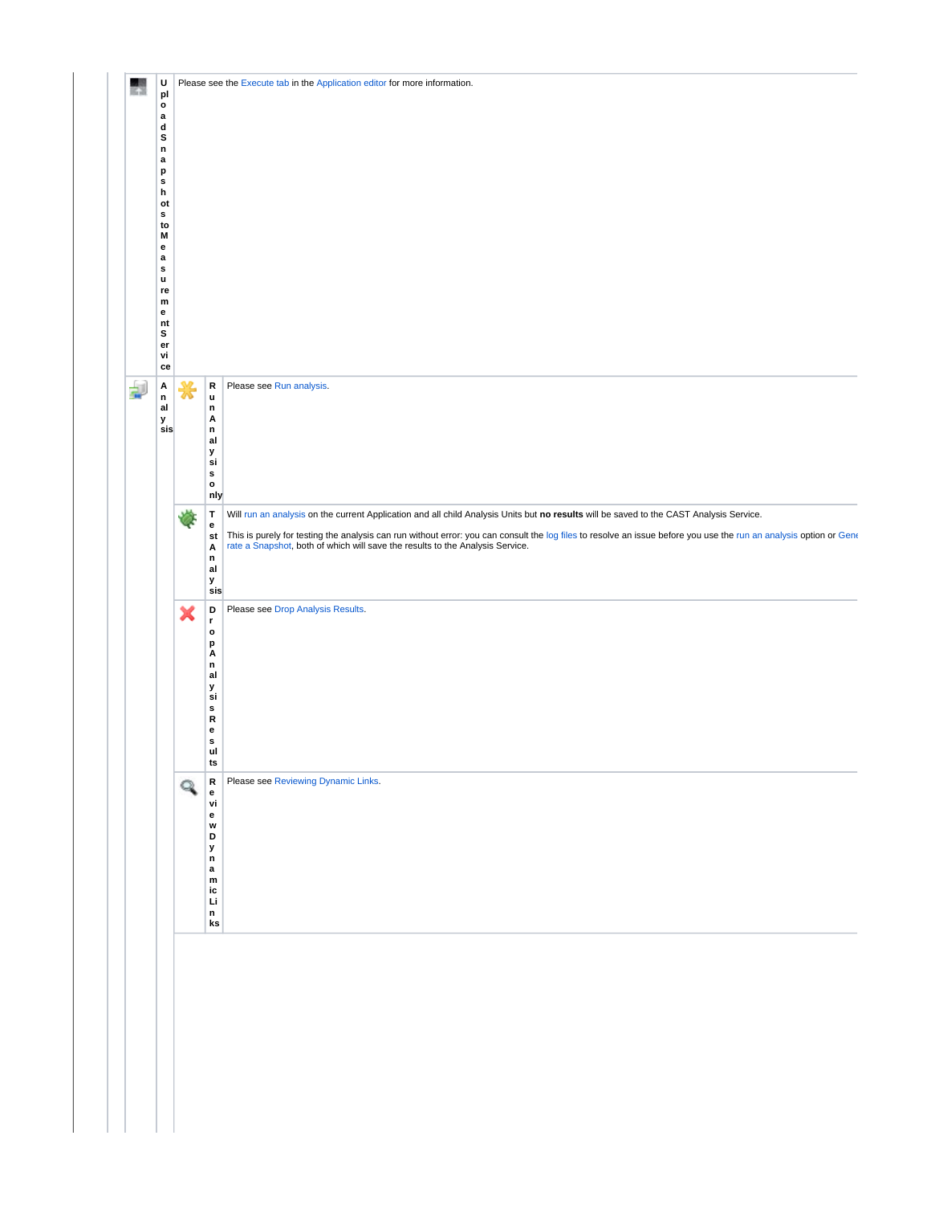| | | | |
|---|---|---|---|
| | **Upload Snapshots to Measurement Service** | Please see the Execute tab in the Application editor for more information. | |
| | **Analysis** | **Run Analysis only** | Please see Run analysis. |
| | | **Test Analysis** | Will run an analysis on the current Application and all child Analysis Units but **no results** will be saved to the CAST Analysis Service.<br><br>This is purely for testing the analysis can run without error: you can consult the log files to resolve an issue before you use the run an analysis option or Generate a Snapshot, both of which will save the results to the Analysis Service. |
| | | **Drop Analysis Results** | Please see Drop Analysis Results. |
| | | **Review Dynamic Links** | Please see Reviewing Dynamic Links. |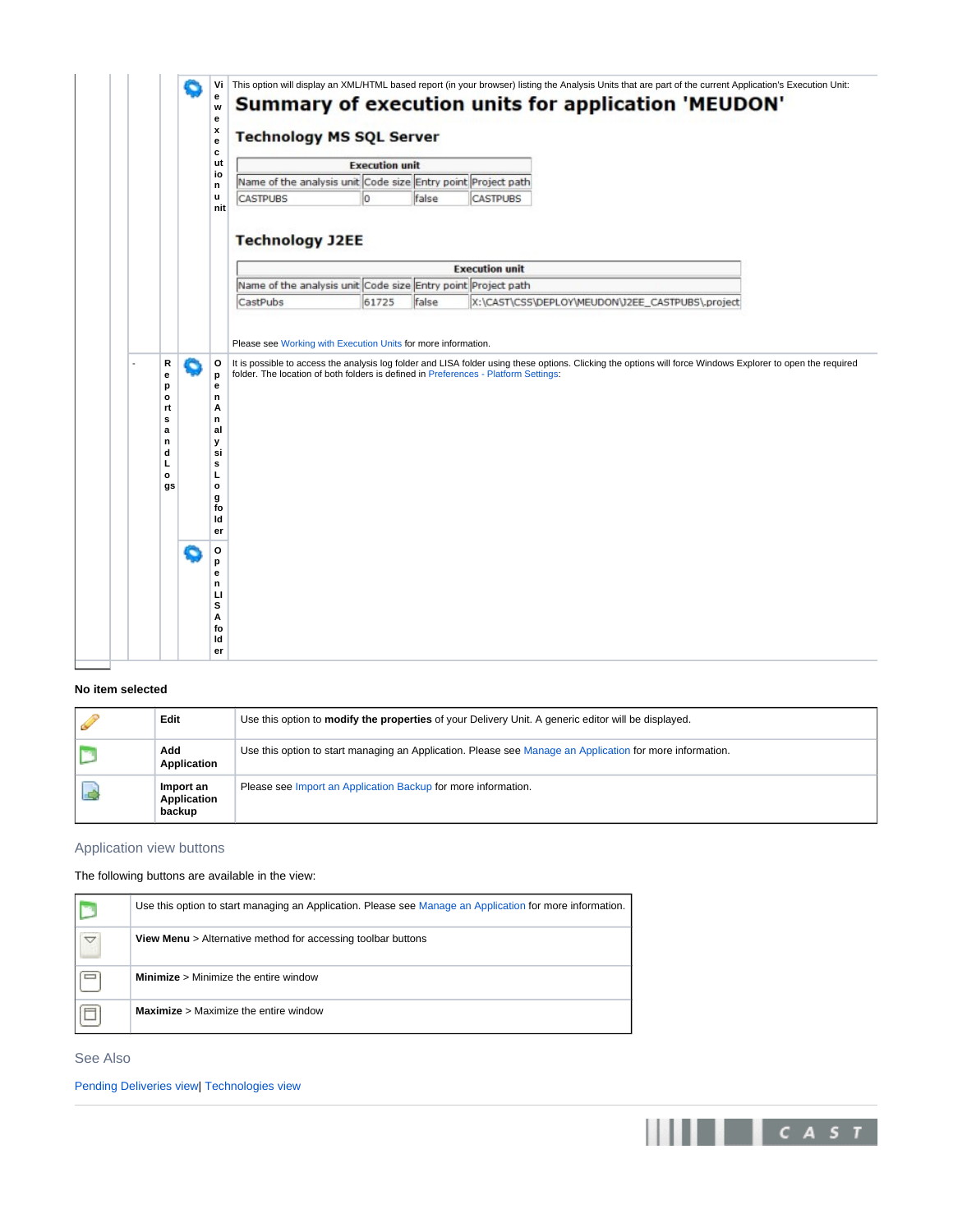| | | | | | |
|---|---|---|---|---|---|
| | | | | View execution unit | This option will display an XML/HTML based report (in your browser) listing the Analysis Units that are part of the current Application's Execution Unit:<br>**Summary of execution units for application 'MEUDON'**<br>**Technology MS SQL Server**<br>Execution unit: Name of the analysis unit: CASTPUBS; Code size: 0; Entry point: false; Project path: CASTPUBS<br>**Technology J2EE**<br>Execution unit: Name of the analysis unit: CastPubs; Code size: 61725; Entry point: false; Project path: X:\CAST\CSS\DEPLOY\MEUDON\J2EE_CASTPUBS\.project<br>Please see Working with Execution Units for more information. |
| | - | Reports and Logs | | Open Analysis Log folder | It is possible to access the analysis log folder and LISA folder using these options. Clicking the options will force Windows Explorer to open the required folder. The location of both folders is defined in Preferences - Platform Settings: |
| | | | | Open LISA folder | |

**No item selected**

| | | |
|---|---|---|
| | **Edit** | Use this option to **modify the properties** of your Delivery Unit. A generic editor will be displayed. |
| | **Add Application** | Use this option to start managing an Application. Please see Manage an Application for more information. |
| | **Import an Application backup** | Please see Import an Application Backup for more information. |

## Application view buttons

The following buttons are available in the view:

| | |
|---|---|
| | Use this option to start managing an Application. Please see Manage an Application for more information. |
| | **View Menu** > Alternative method for accessing toolbar buttons |
| | **Minimize** > Minimize the entire window |
| | **Maximize** > Maximize the entire window |

## See Also

Pending Deliveries view| Technologies view